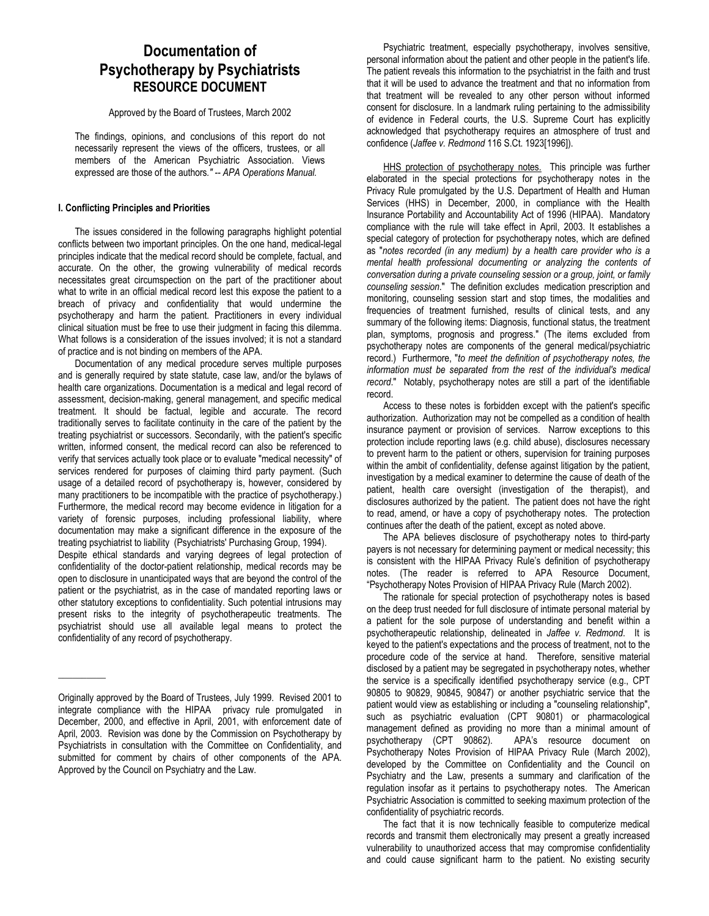# Documentation of Psychotherapy by Psychiatrists
## RESOURCE DOCUMENT

Approved by the Board of Trustees, March 2002

The findings, opinions, and conclusions of this report do not necessarily represent the views of the officers, trustees, or all members of the American Psychiatric Association. Views expressed are those of the authors." -- *APA Operations Manual.*

### I. Conflicting Principles and Priorities

The issues considered in the following paragraphs highlight potential conflicts between two important principles. On the one hand, medical-legal principles indicate that the medical record should be complete, factual, and accurate. On the other, the growing vulnerability of medical records necessitates great circumspection on the part of the practitioner about what to write in an official medical record lest this expose the patient to a breach of privacy and confidentiality that would undermine the psychotherapy and harm the patient. Practitioners in every individual clinical situation must be free to use their judgment in facing this dilemma. What follows is a consideration of the issues involved; it is not a standard of practice and is not binding on members of the APA.

Documentation of any medical procedure serves multiple purposes and is generally required by state statute, case law, and/or the bylaws of health care organizations. Documentation is a medical and legal record of assessment, decision-making, general management, and specific medical treatment. It should be factual, legible and accurate. The record traditionally serves to facilitate continuity in the care of the patient by the treating psychiatrist or successors. Secondarily, with the patient's specific written, informed consent, the medical record can also be referenced to verify that services actually took place or to evaluate "medical necessity" of services rendered for purposes of claiming third party payment. (Such usage of a detailed record of psychotherapy is, however, considered by many practitioners to be incompatible with the practice of psychotherapy.) Furthermore, the medical record may become evidence in litigation for a variety of forensic purposes, including professional liability, where documentation may make a significant difference in the exposure of the treating psychiatrist to liability (Psychiatrists' Purchasing Group, 1994).
Despite ethical standards and varying degrees of legal protection of confidentiality of the doctor-patient relationship, medical records may be open to disclosure in unanticipated ways that are beyond the control of the patient or the psychiatrist, as in the case of mandated reporting laws or other statutory exceptions to confidentiality. Such potential intrusions may present risks to the integrity of psychotherapeutic treatments. The psychiatrist should use all available legal means to protect the confidentiality of any record of psychotherapy.

Originally approved by the Board of Trustees, July 1999. Revised 2001 to integrate compliance with the HIPAA privacy rule promulgated in December, 2000, and effective in April, 2001, with enforcement date of April, 2003. Revision was done by the Commission on Psychotherapy by Psychiatrists in consultation with the Committee on Confidentiality, and submitted for comment by chairs of other components of the APA. Approved by the Council on Psychiatry and the Law.

Psychiatric treatment, especially psychotherapy, involves sensitive, personal information about the patient and other people in the patient's life. The patient reveals this information to the psychiatrist in the faith and trust that it will be used to advance the treatment and that no information from that treatment will be revealed to any other person without informed consent for disclosure. In a landmark ruling pertaining to the admissibility of evidence in Federal courts, the U.S. Supreme Court has explicitly acknowledged that psychotherapy requires an atmosphere of trust and confidence (*Jaffee v. Redmond* 116 S.Ct. 1923[1996]).

HHS protection of psychotherapy notes. This principle was further elaborated in the special protections for psychotherapy notes in the Privacy Rule promulgated by the U.S. Department of Health and Human Services (HHS) in December, 2000, in compliance with the Health Insurance Portability and Accountability Act of 1996 (HIPAA). Mandatory compliance with the rule will take effect in April, 2003. It establishes a special category of protection for psychotherapy notes, which are defined as "*notes recorded (in any medium) by a health care provider who is a mental health professional documenting or analyzing the contents of conversation during a private counseling session or a group, joint, or family counseling session*." The definition excludes medication prescription and monitoring, counseling session start and stop times, the modalities and frequencies of treatment furnished, results of clinical tests, and any summary of the following items: Diagnosis, functional status, the treatment plan, symptoms, prognosis and progress." (The items excluded from psychotherapy notes are components of the general medical/psychiatric record.) Furthermore, "*to meet the definition of psychotherapy notes, the information must be separated from the rest of the individual's medical record*." Notably, psychotherapy notes are still a part of the identifiable record.

Access to these notes is forbidden except with the patient's specific authorization. Authorization may not be compelled as a condition of health insurance payment or provision of services. Narrow exceptions to this protection include reporting laws (e.g. child abuse), disclosures necessary to prevent harm to the patient or others, supervision for training purposes within the ambit of confidentiality, defense against litigation by the patient, investigation by a medical examiner to determine the cause of death of the patient, health care oversight (investigation of the therapist), and disclosures authorized by the patient. The patient does not have the right to read, amend, or have a copy of psychotherapy notes. The protection continues after the death of the patient, except as noted above.

The APA believes disclosure of psychotherapy notes to third-party payers is not necessary for determining payment or medical necessity; this is consistent with the HIPAA Privacy Rule's definition of psychotherapy notes. (The reader is referred to APA Resource Document, "Psychotherapy Notes Provision of HIPAA Privacy Rule (March 2002).

The rationale for special protection of psychotherapy notes is based on the deep trust needed for full disclosure of intimate personal material by a patient for the sole purpose of understanding and benefit within a psychotherapeutic relationship, delineated in *Jaffee v. Redmond*. It is keyed to the patient's expectations and the process of treatment, not to the procedure code of the service at hand. Therefore, sensitive material disclosed by a patient may be segregated in psychotherapy notes, whether the service is a specifically identified psychotherapy service (e.g., CPT 90805 to 90829, 90845, 90847) or another psychiatric service that the patient would view as establishing or including a "counseling relationship", such as psychiatric evaluation (CPT 90801) or pharmacological management defined as providing no more than a minimal amount of psychotherapy (CPT 90862). APA's resource document on Psychotherapy Notes Provision of HIPAA Privacy Rule (March 2002), developed by the Committee on Confidentiality and the Council on Psychiatry and the Law, presents a summary and clarification of the regulation insofar as it pertains to psychotherapy notes. The American Psychiatric Association is committed to seeking maximum protection of the confidentiality of psychiatric records.

The fact that it is now technically feasible to computerize medical records and transmit them electronically may present a greatly increased vulnerability to unauthorized access that may compromise confidentiality and could cause significant harm to the patient. No existing security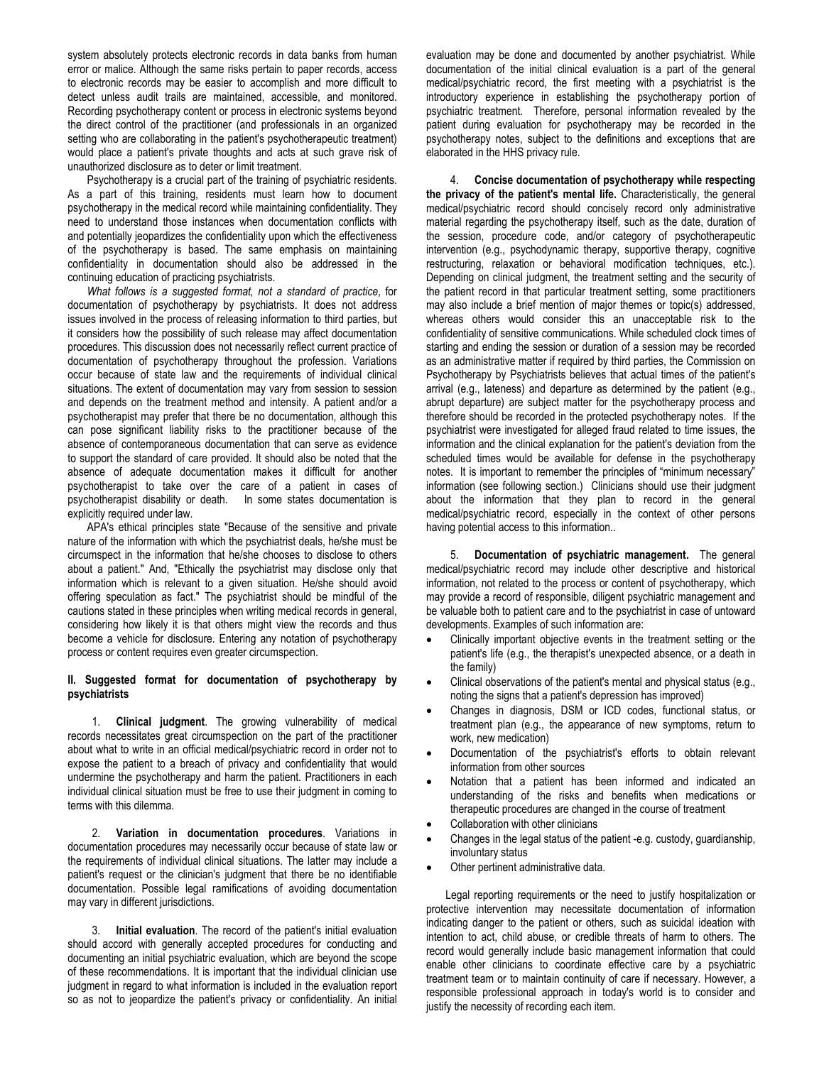system absolutely protects electronic records in data banks from human error or malice. Although the same risks pertain to paper records, access to electronic records may be easier to accomplish and more difficult to detect unless audit trails are maintained, accessible, and monitored. Recording psychotherapy content or process in electronic systems beyond the direct control of the practitioner (and professionals in an organized setting who are collaborating in the patient's psychotherapeutic treatment) would place a patient's private thoughts and acts at such grave risk of unauthorized disclosure as to deter or limit treatment.

Psychotherapy is a crucial part of the training of psychiatric residents. As a part of this training, residents must learn how to document psychotherapy in the medical record while maintaining confidentiality. They need to understand those instances when documentation conflicts with and potentially jeopardizes the confidentiality upon which the effectiveness of the psychotherapy is based. The same emphasis on maintaining confidentiality in documentation should also be addressed in the continuing education of practicing psychiatrists.

*What follows is a suggested format, not a standard of practice*, for documentation of psychotherapy by psychiatrists. It does not address issues involved in the process of releasing information to third parties, but it considers how the possibility of such release may affect documentation procedures. This discussion does not necessarily reflect current practice of documentation of psychotherapy throughout the profession. Variations occur because of state law and the requirements of individual clinical situations. The extent of documentation may vary from session to session and depends on the treatment method and intensity. A patient and/or a psychotherapist may prefer that there be no documentation, although this can pose significant liability risks to the practitioner because of the absence of contemporaneous documentation that can serve as evidence to support the standard of care provided. It should also be noted that the absence of adequate documentation makes it difficult for another psychotherapist to take over the care of a patient in cases of psychotherapist disability or death. In some states documentation is explicitly required under law.

APA's ethical principles state "Because of the sensitive and private nature of the information with which the psychiatrist deals, he/she must be circumspect in the information that he/she chooses to disclose to others about a patient." And, "Ethically the psychiatrist may disclose only that information which is relevant to a given situation. He/She should avoid offering speculation as fact." The psychiatrist should be mindful of the cautions stated in these principles when writing medical records in general, considering how likely it is that others might view the records and thus become a vehicle for disclosure. Entering any notation of psychotherapy process or content requires even greater circumspection.

## II. Suggested format for documentation of psychotherapy by psychiatrists

1. **Clinical judgment**. The growing vulnerability of medical records necessitates great circumspection on the part of the practitioner about what to write in an official medical/psychiatric record in order not to expose the patient to a breach of privacy and confidentiality that would undermine the psychotherapy and harm the patient. Practitioners in each individual clinical situation must be free to use their judgment in coming to terms with this dilemma.

2. **Variation in documentation procedures**. Variations in documentation procedures may necessarily occur because of state law or the requirements of individual clinical situations. The latter may include a patient's request or the clinician's judgment that there be no identifiable documentation. Possible legal ramifications of avoiding documentation may vary in different jurisdictions.

3. **Initial evaluation**. The record of the patient's initial evaluation should accord with generally accepted procedures for conducting and documenting an initial psychiatric evaluation, which are beyond the scope of these recommendations. It is important that the individual clinician use judgment in regard to what information is included in the evaluation report so as not to jeopardize the patient's privacy or confidentiality. An initial evaluation may be done and documented by another psychiatrist. While documentation of the initial clinical evaluation is a part of the general medical/psychiatric record, the first meeting with a psychiatrist is the introductory experience in establishing the psychotherapy portion of psychiatric treatment. Therefore, personal information revealed by the patient during evaluation for psychotherapy may be recorded in the psychotherapy notes, subject to the definitions and exceptions that are elaborated in the HHS privacy rule.

4. **Concise documentation of psychotherapy while respecting the privacy of the patient's mental life.** Characteristically, the general medical/psychiatric record should concisely record only administrative material regarding the psychotherapy itself, such as the date, duration of the session, procedure code, and/or category of psychotherapeutic intervention (e.g., psychodynamic therapy, supportive therapy, cognitive restructuring, relaxation or behavioral modification techniques, etc.). Depending on clinical judgment, the treatment setting and the security of the patient record in that particular treatment setting, some practitioners may also include a brief mention of major themes or topic(s) addressed, whereas others would consider this an unacceptable risk to the confidentiality of sensitive communications. While scheduled clock times of starting and ending the session or duration of a session may be recorded as an administrative matter if required by third parties, the Commission on Psychotherapy by Psychiatrists believes that actual times of the patient's arrival (e.g., lateness) and departure as determined by the patient (e.g., abrupt departure) are subject matter for the psychotherapy process and therefore should be recorded in the protected psychotherapy notes. If the psychiatrist were investigated for alleged fraud related to time issues, the information and the clinical explanation for the patient's deviation from the scheduled times would be available for defense in the psychotherapy notes. It is important to remember the principles of "minimum necessary" information (see following section.) Clinicians should use their judgment about the information that they plan to record in the general medical/psychiatric record, especially in the context of other persons having potential access to this information..

5. **Documentation of psychiatric management.** The general medical/psychiatric record may include other descriptive and historical information, not related to the process or content of psychotherapy, which may provide a record of responsible, diligent psychiatric management and be valuable both to patient care and to the psychiatrist in case of untoward developments. Examples of such information are:

- Clinically important objective events in the treatment setting or the patient's life (e.g., the therapist's unexpected absence, or a death in the family)
- Clinical observations of the patient's mental and physical status (e.g., noting the signs that a patient's depression has improved)
- Changes in diagnosis, DSM or ICD codes, functional status, or treatment plan (e.g., the appearance of new symptoms, return to work, new medication)
- Documentation of the psychiatrist's efforts to obtain relevant information from other sources
- Notation that a patient has been informed and indicated an understanding of the risks and benefits when medications or therapeutic procedures are changed in the course of treatment
- Collaboration with other clinicians
- Changes in the legal status of the patient -e.g. custody, guardianship, involuntary status
- Other pertinent administrative data.

Legal reporting requirements or the need to justify hospitalization or protective intervention may necessitate documentation of information indicating danger to the patient or others, such as suicidal ideation with intention to act, child abuse, or credible threats of harm to others. The record would generally include basic management information that could enable other clinicians to coordinate effective care by a psychiatric treatment team or to maintain continuity of care if necessary. However, a responsible professional approach in today's world is to consider and justify the necessity of recording each item.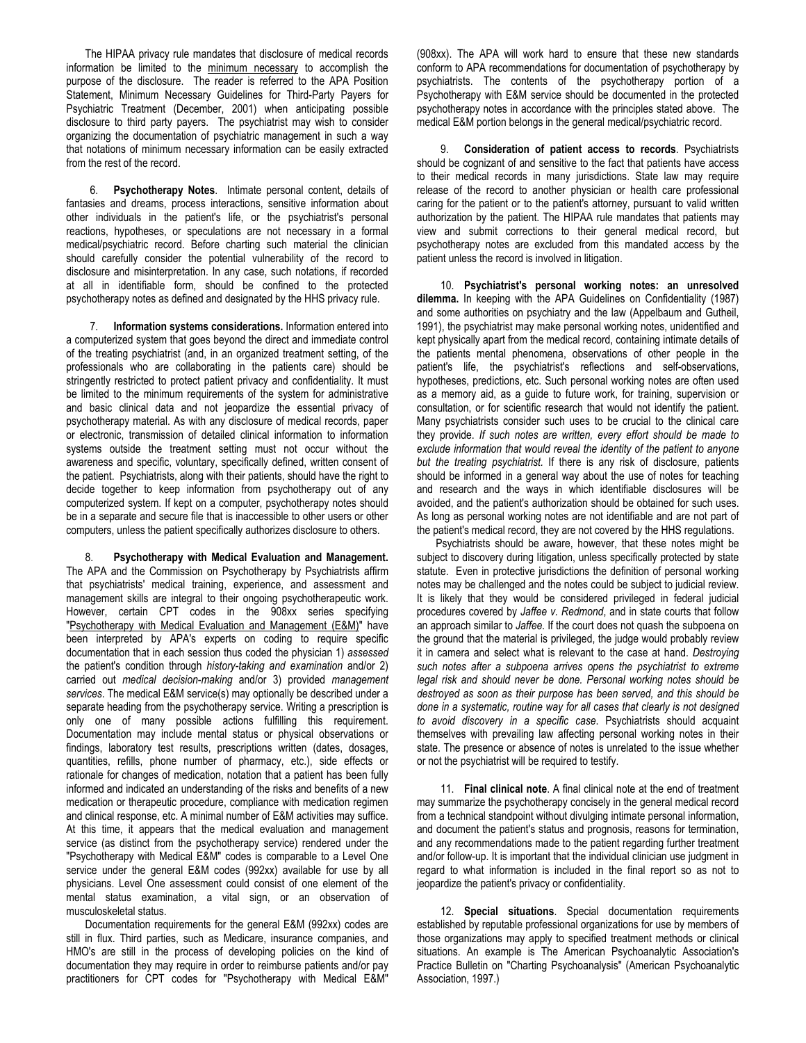The HIPAA privacy rule mandates that disclosure of medical records information be limited to the minimum necessary to accomplish the purpose of the disclosure. The reader is referred to the APA Position Statement, Minimum Necessary Guidelines for Third-Party Payers for Psychiatric Treatment (December, 2001) when anticipating possible disclosure to third party payers. The psychiatrist may wish to consider organizing the documentation of psychiatric management in such a way that notations of minimum necessary information can be easily extracted from the rest of the record.

6. **Psychotherapy Notes**. Intimate personal content, details of fantasies and dreams, process interactions, sensitive information about other individuals in the patient's life, or the psychiatrist's personal reactions, hypotheses, or speculations are not necessary in a formal medical/psychiatric record. Before charting such material the clinician should carefully consider the potential vulnerability of the record to disclosure and misinterpretation. In any case, such notations, if recorded at all in identifiable form, should be confined to the protected psychotherapy notes as defined and designated by the HHS privacy rule.

7. **Information systems considerations.** Information entered into a computerized system that goes beyond the direct and immediate control of the treating psychiatrist (and, in an organized treatment setting, of the professionals who are collaborating in the patients care) should be stringently restricted to protect patient privacy and confidentiality. It must be limited to the minimum requirements of the system for administrative and basic clinical data and not jeopardize the essential privacy of psychotherapy material. As with any disclosure of medical records, paper or electronic, transmission of detailed clinical information to information systems outside the treatment setting must not occur without the awareness and specific, voluntary, specifically defined, written consent of the patient. Psychiatrists, along with their patients, should have the right to decide together to keep information from psychotherapy out of any computerized system. If kept on a computer, psychotherapy notes should be in a separate and secure file that is inaccessible to other users or other computers, unless the patient specifically authorizes disclosure to others.

8. **Psychotherapy with Medical Evaluation and Management.** The APA and the Commission on Psychotherapy by Psychiatrists affirm that psychiatrists' medical training, experience, and assessment and management skills are integral to their ongoing psychotherapeutic work. However, certain CPT codes in the 908xx series specifying "Psychotherapy with Medical Evaluation and Management (E&M)" have been interpreted by APA's experts on coding to require specific documentation that in each session thus coded the physician 1) *assessed* the patient's condition through *history-taking and examination* and/or 2) carried out *medical decision-making* and/or 3) provided *management services*. The medical E&M service(s) may optionally be described under a separate heading from the psychotherapy service. Writing a prescription is only one of many possible actions fulfilling this requirement. Documentation may include mental status or physical observations or findings, laboratory test results, prescriptions written (dates, dosages, quantities, refills, phone number of pharmacy, etc.), side effects or rationale for changes of medication, notation that a patient has been fully informed and indicated an understanding of the risks and benefits of a new medication or therapeutic procedure, compliance with medication regimen and clinical response, etc. A minimal number of E&M activities may suffice. At this time, it appears that the medical evaluation and management service (as distinct from the psychotherapy service) rendered under the "Psychotherapy with Medical E&M" codes is comparable to a Level One service under the general E&M codes (992xx) available for use by all physicians. Level One assessment could consist of one element of the mental status examination, a vital sign, or an observation of musculoskeletal status.

Documentation requirements for the general E&M (992xx) codes are still in flux. Third parties, such as Medicare, insurance companies, and HMO's are still in the process of developing policies on the kind of documentation they may require in order to reimburse patients and/or pay practitioners for CPT codes for "Psychotherapy with Medical E&M" (908xx). The APA will work hard to ensure that these new standards conform to APA recommendations for documentation of psychotherapy by psychiatrists. The contents of the psychotherapy portion of a Psychotherapy with E&M service should be documented in the protected psychotherapy notes in accordance with the principles stated above. The medical E&M portion belongs in the general medical/psychiatric record.

9. **Consideration of patient access to records**. Psychiatrists should be cognizant of and sensitive to the fact that patients have access to their medical records in many jurisdictions. State law may require release of the record to another physician or health care professional caring for the patient or to the patient's attorney, pursuant to valid written authorization by the patient. The HIPAA rule mandates that patients may view and submit corrections to their general medical record, but psychotherapy notes are excluded from this mandated access by the patient unless the record is involved in litigation.

10. **Psychiatrist's personal working notes: an unresolved dilemma.** In keeping with the APA Guidelines on Confidentiality (1987) and some authorities on psychiatry and the law (Appelbaum and Gutheil, 1991), the psychiatrist may make personal working notes, unidentified and kept physically apart from the medical record, containing intimate details of the patients mental phenomena, observations of other people in the patient's life, the psychiatrist's reflections and self-observations, hypotheses, predictions, etc. Such personal working notes are often used as a memory aid, as a guide to future work, for training, supervision or consultation, or for scientific research that would not identify the patient. Many psychiatrists consider such uses to be crucial to the clinical care they provide. *If such notes are written, every effort should be made to exclude information that would reveal the identity of the patient to anyone but the treating psychiatrist.* If there is any risk of disclosure, patients should be informed in a general way about the use of notes for teaching and research and the ways in which identifiable disclosures will be avoided, and the patient's authorization should be obtained for such uses. As long as personal working notes are not identifiable and are not part of the patient's medical record, they are not covered by the HHS regulations.

Psychiatrists should be aware, however, that these notes might be subject to discovery during litigation, unless specifically protected by state statute. Even in protective jurisdictions the definition of personal working notes may be challenged and the notes could be subject to judicial review. It is likely that they would be considered privileged in federal judicial procedures covered by *Jaffee v. Redmond*, and in state courts that follow an approach similar to *Jaffee.* If the court does not quash the subpoena on the ground that the material is privileged, the judge would probably review it in camera and select what is relevant to the case at hand. *Destroying such notes after a subpoena arrives opens the psychiatrist to extreme legal risk and should never be done. Personal working notes should be destroyed as soon as their purpose has been served, and this should be done in a systematic, routine way for all cases that clearly is not designed to avoid discovery in a specific case.* Psychiatrists should acquaint themselves with prevailing law affecting personal working notes in their state. The presence or absence of notes is unrelated to the issue whether or not the psychiatrist will be required to testify.

11. **Final clinical note**. A final clinical note at the end of treatment may summarize the psychotherapy concisely in the general medical record from a technical standpoint without divulging intimate personal information, and document the patient's status and prognosis, reasons for termination, and any recommendations made to the patient regarding further treatment and/or follow-up. It is important that the individual clinician use judgment in regard to what information is included in the final report so as not to jeopardize the patient's privacy or confidentiality.

12. **Special situations**. Special documentation requirements established by reputable professional organizations for use by members of those organizations may apply to specified treatment methods or clinical situations. An example is The American Psychoanalytic Association's Practice Bulletin on "Charting Psychoanalysis" (American Psychoanalytic Association, 1997.)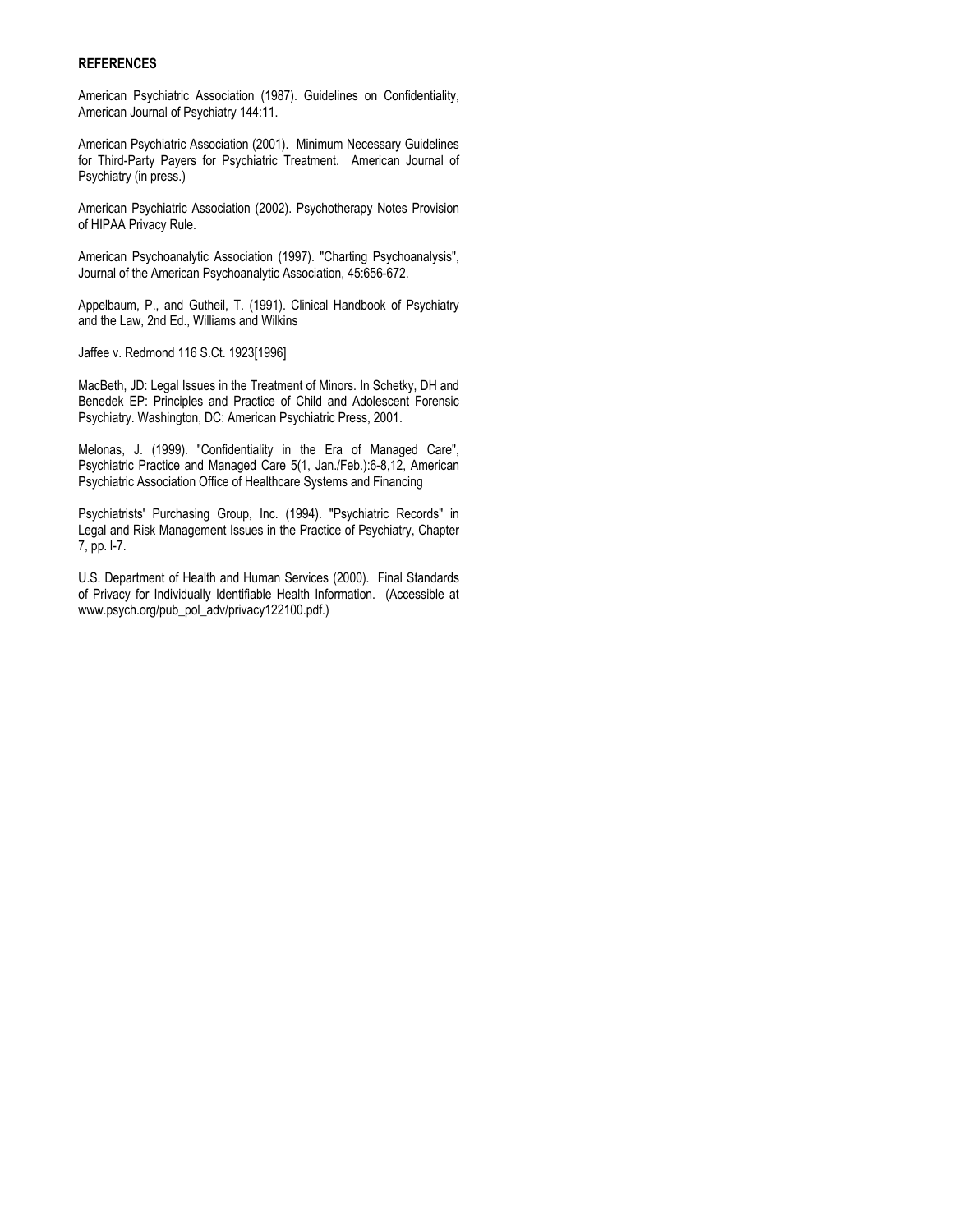**REFERENCES**

American Psychiatric Association (1987). Guidelines on Confidentiality, American Journal of Psychiatry 144:11.

American Psychiatric Association (2001). Minimum Necessary Guidelines for Third-Party Payers for Psychiatric Treatment. American Journal of Psychiatry (in press.)

American Psychiatric Association (2002). Psychotherapy Notes Provision of HIPAA Privacy Rule.

American Psychoanalytic Association (1997). "Charting Psychoanalysis", Journal of the American Psychoanalytic Association, 45:656-672.

Appelbaum, P., and Gutheil, T. (1991). Clinical Handbook of Psychiatry and the Law, 2nd Ed., Williams and Wilkins

Jaffee v. Redmond 116 S.Ct. 1923[1996]

MacBeth, JD: Legal Issues in the Treatment of Minors. In Schetky, DH and Benedek EP: Principles and Practice of Child and Adolescent Forensic Psychiatry. Washington, DC: American Psychiatric Press, 2001.

Melonas, J. (1999). "Confidentiality in the Era of Managed Care", Psychiatric Practice and Managed Care 5(1, Jan./Feb.):6-8,12, American Psychiatric Association Office of Healthcare Systems and Financing

Psychiatrists' Purchasing Group, Inc. (1994). "Psychiatric Records" in Legal and Risk Management Issues in the Practice of Psychiatry, Chapter 7, pp. l-7.

U.S. Department of Health and Human Services (2000). Final Standards of Privacy for Individually Identifiable Health Information. (Accessible at www.psych.org/pub_pol_adv/privacy122100.pdf.)